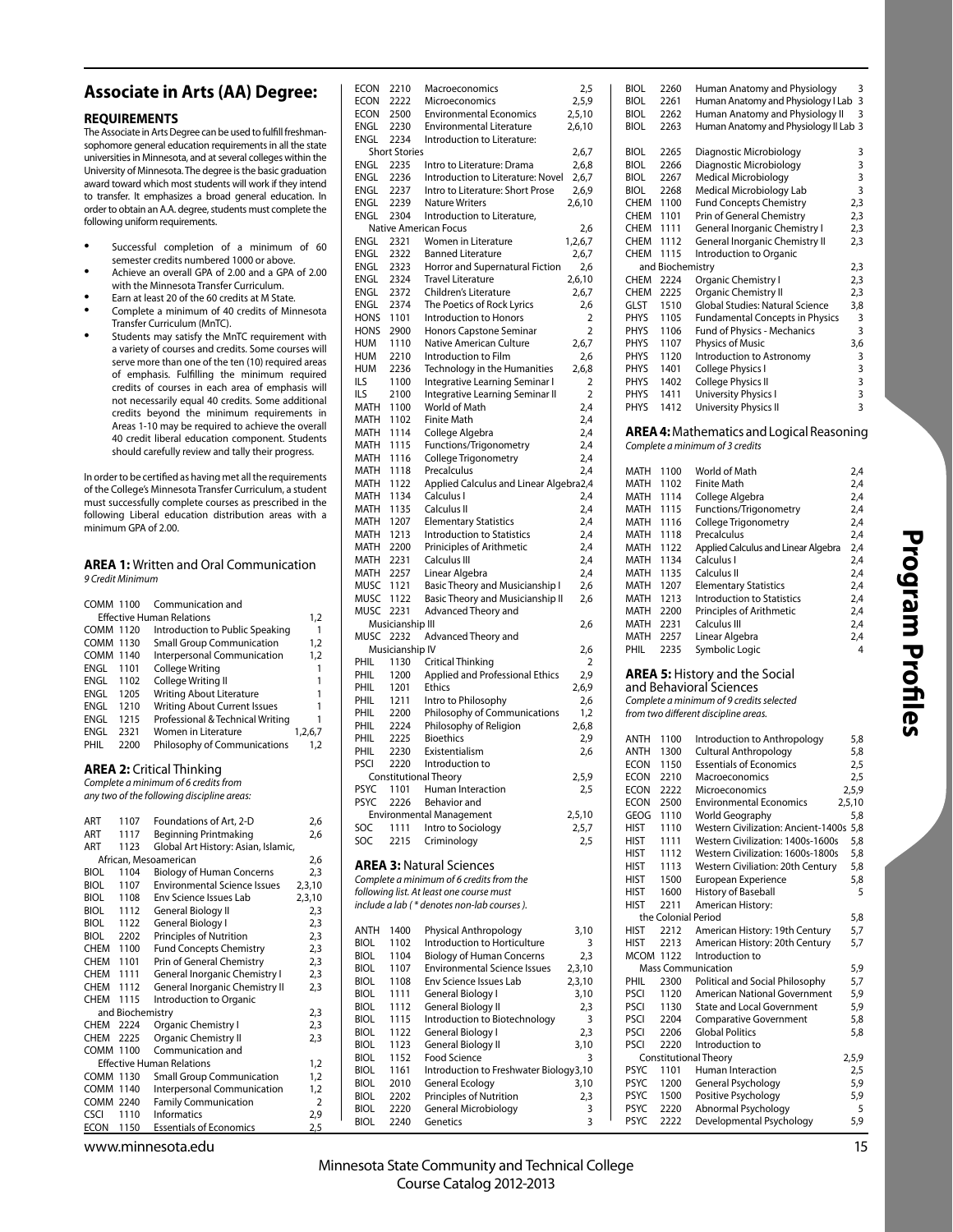# Associate in Arts (AA) Degree:

## REQUIREMENTS

The Associate in Arts Degree can be used to fulfill freshman-sophomore general education requirements in all the state universities in Minnesota, and at several colleges within the University of Minnesota. The degree is the basic graduation award toward which most students will work if they intend to transfer. It emphasizes a broad general education. In order to obtain an A.A. degree, students must complete the following uniform requirements.

- Successful completion of a minimum of 60 semester credits numbered 1000 or above.
- Achieve an overall GPA of 2.00 and a GPA of 2.00 with the Minnesota Transfer Curriculum.
- Earn at least 20 of the 60 credits at M State.
- Complete a minimum of 40 credits of Minnesota Transfer Curriculum (MnTC).
- Students may satisfy the MnTC requirement with a variety of courses and credits. Some courses will serve more than one of the ten (10) required areas of emphasis. Fulfilling the minimum required credits of courses in each area of emphasis will not necessarily equal 40 credits. Some additional credits beyond the minimum requirements in Areas 1-10 may be required to achieve the overall 40 credit liberal education component. Students should carefully review and tally their progress.

In order to be certified as having met all the requirements of the College's Minnesota Transfer Curriculum, a student must successfully complete courses as prescribed in the following Liberal education distribution areas with a minimum GPA of 2.00.

### AREA 1: Written and Oral Communication

*9 Credit Minimum*

| | | | |
|---|---|---|---|
| COMM | 1100 | Communication and Effective Human Relations | 1,2 |
| COMM | 1120 | Introduction to Public Speaking | 1 |
| COMM | 1130 | Small Group Communication | 1,2 |
| COMM | 1140 | Interpersonal Communication | 1,2 |
| ENGL | 1101 | College Writing | 1 |
| ENGL | 1102 | College Writing II | 1 |
| ENGL | 1205 | Writing About Literature | 1 |
| ENGL | 1210 | Writing About Current Issues | 1 |
| ENGL | 1215 | Professional & Technical Writing | 1 |
| ENGL | 2321 | Women in Literature | 1,2,6,7 |
| PHIL | 2200 | Philosophy of Communications | 1,2 |

### AREA 2: Critical Thinking

*Complete a minimum of 6 credits from any two of the following discipline areas:*

| | | | |
|---|---|---|---|
| ART | 1107 | Foundations of Art, 2-D | 2,6 |
| ART | 1117 | Beginning Printmaking | 2,6 |
| ART | 1123 | Global Art History: Asian, Islamic, African, Mesoamerican | 2,6 |
| BIOL | 1104 | Biology of Human Concerns | 2,3 |
| BIOL | 1107 | Environmental Science Issues | 2,3,10 |
| BIOL | 1108 | Env Science Issues Lab | 2,3,10 |
| BIOL | 1112 | General Biology II | 2,3 |
| BIOL | 1122 | General Biology I | 2,3 |
| BIOL | 2202 | Principles of Nutrition | 2,3 |
| CHEM | 1100 | Fund Concepts Chemistry | 2,3 |
| CHEM | 1101 | Prin of General Chemistry | 2,3 |
| CHEM | 1111 | General Inorganic Chemistry I | 2,3 |
| CHEM | 1112 | General Inorganic Chemistry II | 2,3 |
| CHEM | 1115 | Introduction to Organic and Biochemistry | 2,3 |
| CHEM | 2224 | Organic Chemistry I | 2,3 |
| CHEM | 2225 | Organic Chemistry II | 2,3 |
| COMM | 1100 | Communication and Effective Human Relations | 1,2 |
| COMM | 1130 | Small Group Communication | 1,2 |
| COMM | 1140 | Interpersonal Communication | 1,2 |
| COMM | 2240 | Family Communication | 2 |
| CSCI | 1110 | Informatics | 2,9 |
| ECON | 1150 | Essentials of Economics | 2,5 |
| ECON | 2210 | Macroeconomics | 2,5 |
| ECON | 2222 | Microeconomics | 2,5,9 |
| ECON | 2500 | Environmental Economics | 2,5,10 |
| ENGL | 2230 | Environmental Literature | 2,6,10 |
| ENGL | 2234 | Introduction to Literature: Short Stories | 2,6,7 |
| ENGL | 2235 | Intro to Literature: Drama | 2,6,8 |
| ENGL | 2236 | Introduction to Literature: Novel | 2,6,7 |
| ENGL | 2237 | Intro to Literature: Short Prose | 2,6,9 |
| ENGL | 2239 | Nature Writers | 2,6,10 |
| ENGL | 2304 | Introduction to Literature, Native American Focus | 2,6 |
| ENGL | 2321 | Women in Literature | 1,2,6,7 |
| ENGL | 2322 | Banned Literature | 2,6,7 |
| ENGL | 2323 | Horror and Supernatural Fiction | 2,6 |
| ENGL | 2324 | Travel Literature | 2,6,10 |
| ENGL | 2372 | Children's Literature | 2,6,7 |
| ENGL | 2374 | The Poetics of Rock Lyrics | 2,6 |
| HONS | 1101 | Introduction to Honors | 2 |
| HONS | 2900 | Honors Capstone Seminar | 2 |
| HUM | 1110 | Native American Culture | 2,6,7 |
| HUM | 2210 | Introduction to Film | 2,6 |
| HUM | 2236 | Technology in the Humanities | 2,6,8 |
| ILS | 1100 | Integrative Learning Seminar I | 2 |
| ILS | 2100 | Integrative Learning Seminar II | 2 |
| MATH | 1100 | World of Math | 2,4 |
| MATH | 1102 | Finite Math | 2,4 |
| MATH | 1114 | College Algebra | 2,4 |
| MATH | 1115 | Functions/Trigonometry | 2,4 |
| MATH | 1116 | College Trigonometry | 2,4 |
| MATH | 1118 | Precalculus | 2,4 |
| MATH | 1122 | Applied Calculus and Linear Algebra | 2,4 |
| MATH | 1134 | Calculus I | 2,4 |
| MATH | 1135 | Calculus II | 2,4 |
| MATH | 1207 | Elementary Statistics | 2,4 |
| MATH | 1213 | Introduction to Statistics | 2,4 |
| MATH | 2200 | Priniciples of Arithmetic | 2,4 |
| MATH | 2231 | Calculus III | 2,4 |
| MATH | 2257 | Linear Algebra | 2,4 |
| MUSC | 1121 | Basic Theory and Musicianship I | 2,6 |
| MUSC | 1122 | Basic Theory and Musicianship II | 2,6 |
| MUSC | 2231 | Advanced Theory and Musicianship III | 2,6 |
| MUSC | 2232 | Advanced Theory and Musicianship IV | 2,6 |
| PHIL | 1130 | Critical Thinking | 2 |
| PHIL | 1200 | Applied and Professional Ethics | 2,9 |
| PHIL | 1201 | Ethics | 2,6,9 |
| PHIL | 1211 | Intro to Philosophy | 2,6 |
| PHIL | 2200 | Philosophy of Communications | 1,2 |
| PHIL | 2224 | Philosophy of Religion | 2,6,8 |
| PHIL | 2225 | Bioethics | 2,9 |
| PHIL | 2230 | Existentialism | 2,6 |
| PSCI | 2220 | Introduction to Constitutional Theory | 2,5,9 |
| PSYC | 1101 | Human Interaction | 2,5 |
| PSYC | 2226 | Behavior and Environmental Management | 2,5,10 |
| SOC | 1111 | Intro to Sociology | 2,5,7 |
| SOC | 2215 | Criminology | 2,5 |

### AREA 3: Natural Sciences

*Complete a minimum of 6 credits from the following list. At least one course must include a lab ( \* denotes non-lab courses ).*

| | | | |
|---|---|---|---|
| ANTH | 1400 | Physical Anthropology | 3,10 |
| BIOL | 1102 | Introduction to Horticulture | 3 |
| BIOL | 1104 | Biology of Human Concerns | 2,3 |
| BIOL | 1107 | Environmental Science Issues | 2,3,10 |
| BIOL | 1108 | Env Science Issues Lab | 2,3,10 |
| BIOL | 1111 | General Biology I | 3,10 |
| BIOL | 1112 | General Biology II | 2,3 |
| BIOL | 1115 | Introduction to Biotechnology | 3 |
| BIOL | 1122 | General Biology I | 2,3 |
| BIOL | 1123 | General Biology II | 3,10 |
| BIOL | 1152 | Food Science | 3 |
| BIOL | 1161 | Introduction to Freshwater Biology | 3,10 |
| BIOL | 2010 | General Ecology | 3,10 |
| BIOL | 2202 | Principles of Nutrition | 2,3 |
| BIOL | 2220 | General Microbiology | 3 |
| BIOL | 2240 | Genetics | 3 |
| BIOL | 2260 | Human Anatomy and Physiology | 3 |
| BIOL | 2261 | Human Anatomy and Physiology I Lab | 3 |
| BIOL | 2262 | Human Anatomy and Physiology II | 3 |
| BIOL | 2263 | Human Anatomy and Physiology II Lab | 3 |
| BIOL | 2265 | Diagnostic Microbiology | 3 |
| BIOL | 2266 | Diagnostic Microbiology | 3 |
| BIOL | 2267 | Medical Microbiology | 3 |
| BIOL | 2268 | Medical Microbiology Lab | 3 |
| CHEM | 1100 | Fund Concepts Chemistry | 2,3 |
| CHEM | 1101 | Prin of General Chemistry | 2,3 |
| CHEM | 1111 | General Inorganic Chemistry I | 2,3 |
| CHEM | 1112 | General Inorganic Chemistry II | 2,3 |
| CHEM | 1115 | Introduction to Organic and Biochemistry | 2,3 |
| CHEM | 2224 | Organic Chemistry I | 2,3 |
| CHEM | 2225 | Organic Chemistry II | 2,3 |
| GLST | 1510 | Global Studies: Natural Science | 3,8 |
| PHYS | 1105 | Fundamental Concepts in Physics | 3 |
| PHYS | 1106 | Fund of Physics - Mechanics | 3 |
| PHYS | 1107 | Physics of Music | 3,6 |
| PHYS | 1120 | Introduction to Astronomy | 3 |
| PHYS | 1401 | College Physics I | 3 |
| PHYS | 1402 | College Physics II | 3 |
| PHYS | 1411 | University Physics I | 3 |
| PHYS | 1412 | University Physics II | 3 |

### AREA 4: Mathematics and Logical Reasoning

*Complete a minimum of 3 credits*

| | | | |
|---|---|---|---|
| MATH | 1100 | World of Math | 2,4 |
| MATH | 1102 | Finite Math | 2,4 |
| MATH | 1114 | College Algebra | 2,4 |
| MATH | 1115 | Functions/Trigonometry | 2,4 |
| MATH | 1116 | College Trigonometry | 2,4 |
| MATH | 1118 | Precalculus | 2,4 |
| MATH | 1122 | Applied Calculus and Linear Algebra | 2,4 |
| MATH | 1134 | Calculus I | 2,4 |
| MATH | 1135 | Calculus II | 2,4 |
| MATH | 1207 | Elementary Statistics | 2,4 |
| MATH | 1213 | Introduction to Statistics | 2,4 |
| MATH | 2200 | Principles of Arithmetic | 2,4 |
| MATH | 2231 | Calculus III | 2,4 |
| MATH | 2257 | Linear Algebra | 2,4 |
| PHIL | 2235 | Symbolic Logic | 4 |

### AREA 5: History and the Social and Behavioral Sciences

*Complete a minimum of 9 credits selected from two different discipline areas.*

| | | | |
|---|---|---|---|
| ANTH | 1100 | Introduction to Anthropology | 5,8 |
| ANTH | 1300 | Cultural Anthropology | 5,8 |
| ECON | 1150 | Essentials of Economics | 2,5 |
| ECON | 2210 | Macroeconomics | 2,5 |
| ECON | 2222 | Microeconomics | 2,5,9 |
| ECON | 2500 | Environmental Economics | 2,5,10 |
| GEOG | 1110 | World Geography | 5,8 |
| HIST | 1110 | Western Civilization: Ancient-1400s | 5,8 |
| HIST | 1111 | Western Civilization: 1400s-1600s | 5,8 |
| HIST | 1112 | Western Civilization: 1600s-1800s | 5,8 |
| HIST | 1113 | Western Civiliation: 20th Century | 5,8 |
| HIST | 1500 | European Experience | 5,8 |
| HIST | 1600 | History of Baseball | 5 |
| HIST | 2211 | American History: the Colonial Period | 5,8 |
| HIST | 2212 | American History: 19th Century | 5,7 |
| HIST | 2213 | American History: 20th Century | 5,7 |
| MCOM | 1122 | Introduction to Mass Communication | 5,9 |
| PHIL | 2300 | Political and Social Philosophy | 5,7 |
| PSCI | 1120 | American National Government | 5,9 |
| PSCI | 1130 | State and Local Government | 5,9 |
| PSCI | 2204 | Comparative Government | 5,8 |
| PSCI | 2206 | Global Politics | 5,8 |
| PSCI | 2220 | Introduction to Constitutional Theory | 2,5,9 |
| PSYC | 1101 | Human Interaction | 2,5 |
| PSYC | 1200 | General Psychology | 5,9 |
| PSYC | 1500 | Positive Psychology | 5,9 |
| PSYC | 2220 | Abnormal Psychology | 5 |
| PSYC | 2222 | Developmental Psychology | 5,9 |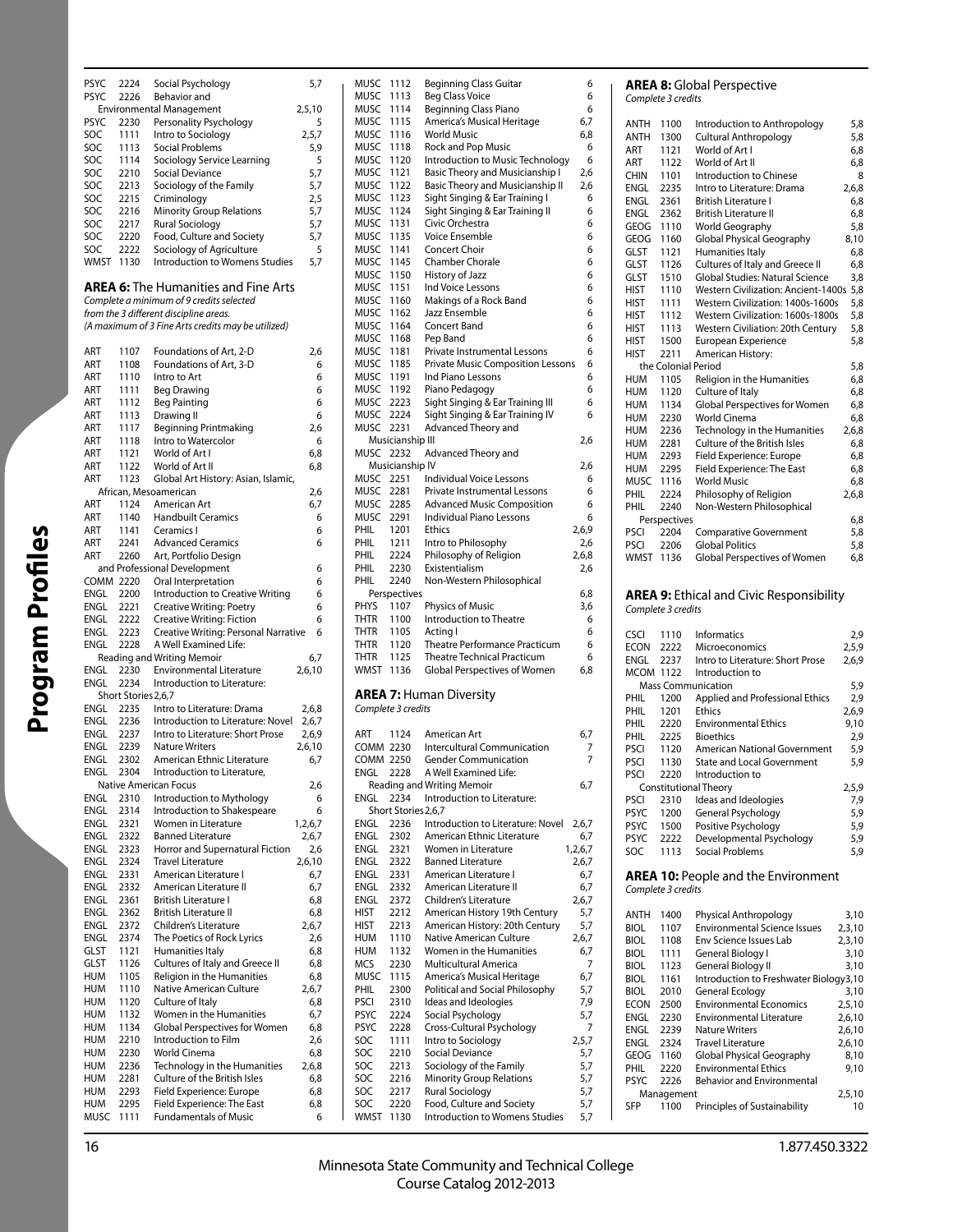| | | | |
|---|---|---|---|
| PSYC | 2224 | Social Psychology | 5,7 |
| PSYC | 2226 | Behavior and Environmental Management | 2,5,10 |
| PSYC | 2230 | Personality Psychology | 5 |
| SOC | 1111 | Intro to Sociology | 2,5,7 |
| SOC | 1113 | Social Problems | 5,9 |
| SOC | 1114 | Sociology Service Learning | 5 |
| SOC | 2210 | Social Deviance | 5,7 |
| SOC | 2213 | Sociology of the Family | 5,7 |
| SOC | 2215 | Criminology | 2,5 |
| SOC | 2216 | Minority Group Relations | 5,7 |
| SOC | 2217 | Rural Sociology | 5,7 |
| SOC | 2220 | Food, Culture and Society | 5,7 |
| SOC | 2222 | Sociology of Agriculture | 5 |
| WMST | 1130 | Introduction to Womens Studies | 5,7 |

## AREA 6: The Humanities and Fine Arts

*Complete a minimum of 9 credits selected from the 3 different discipline areas.*
*(A maximum of 3 Fine Arts credits may be utilized)*

| | | | |
|---|---|---|---|
| ART | 1107 | Foundations of Art, 2-D | 2,6 |
| ART | 1108 | Foundations of Art, 3-D | 6 |
| ART | 1110 | Intro to Art | 6 |
| ART | 1111 | Beg Drawing | 6 |
| ART | 1112 | Beg Painting | 6 |
| ART | 1113 | Drawing II | 6 |
| ART | 1117 | Beginning Printmaking | 2,6 |
| ART | 1118 | Intro to Watercolor | 6 |
| ART | 1121 | World of Art I | 6,8 |
| ART | 1122 | World of Art II | 6,8 |
| ART | 1123 | Global Art History: Asian, Islamic, African, Mesoamerican | 2,6 |
| ART | 1124 | American Art | 6,7 |
| ART | 1140 | Handbuilt Ceramics | 6 |
| ART | 1141 | Ceramics I | 6 |
| ART | 2241 | Advanced Ceramics | 6 |
| ART | 2260 | Art, Portfolio Design and Professional Development | 6 |
| COMM | 2220 | Oral Interpretation | 6 |
| ENGL | 2200 | Introduction to Creative Writing | 6 |
| ENGL | 2221 | Creative Writing: Poetry | 6 |
| ENGL | 2222 | Creative Writing: Fiction | 6 |
| ENGL | 2223 | Creative Writing: Personal Narrative | 6 |
| ENGL | 2228 | A Well Examined Life: Reading and Writing Memoir | 6,7 |
| ENGL | 2230 | Environmental Literature | 2,6,10 |
| ENGL | 2234 | Introduction to Literature: Short Stories | 2,6,7 |
| ENGL | 2235 | Intro to Literature: Drama | 2,6,8 |
| ENGL | 2236 | Introduction to Literature: Novel | 2,6,7 |
| ENGL | 2237 | Intro to Literature: Short Prose | 2,6,9 |
| ENGL | 2239 | Nature Writers | 2,6,10 |
| ENGL | 2302 | American Ethnic Literature | 6,7 |
| ENGL | 2304 | Introduction to Literature, Native American Focus | 2,6 |
| ENGL | 2310 | Introduction to Mythology | 6 |
| ENGL | 2314 | Introduction to Shakespeare | 6 |
| ENGL | 2321 | Women in Literature | 1,2,6,7 |
| ENGL | 2322 | Banned Literature | 2,6,7 |
| ENGL | 2323 | Horror and Supernatural Fiction | 2,6 |
| ENGL | 2324 | Travel Literature | 2,6,10 |
| ENGL | 2331 | American Literature I | 6,7 |
| ENGL | 2332 | American Literature II | 6,7 |
| ENGL | 2361 | British Literature I | 6,8 |
| ENGL | 2362 | British Literature II | 6,8 |
| ENGL | 2372 | Children's Literature | 2,6,7 |
| ENGL | 2374 | The Poetics of Rock Lyrics | 2,6 |
| GLST | 1121 | Humanities Italy | 6,8 |
| GLST | 1126 | Cultures of Italy and Greece II | 6,8 |
| HUM | 1105 | Religion in the Humanities | 6,8 |
| HUM | 1110 | Native American Culture | 2,6,7 |
| HUM | 1120 | Culture of Italy | 6,8 |
| HUM | 1132 | Women in the Humanities | 6,7 |
| HUM | 1134 | Global Perspectives for Women | 6,8 |
| HUM | 2210 | Introduction to Film | 2,6 |
| HUM | 2230 | World Cinema | 6,8 |
| HUM | 2236 | Technology in the Humanities | 2,6,8 |
| HUM | 2281 | Culture of the British Isles | 6,8 |
| HUM | 2293 | Field Experience: Europe | 6,8 |
| HUM | 2295 | Field Experience: The East | 6,8 |
| MUSC | 1111 | Fundamentals of Music | 6 |
| MUSC | 1112 | Beginning Class Guitar | 6 |
| MUSC | 1113 | Beg Class Voice | 6 |
| MUSC | 1114 | Beginning Class Piano | 6 |
| MUSC | 1115 | America's Musical Heritage | 6,7 |
| MUSC | 1116 | World Music | 6,8 |
| MUSC | 1118 | Rock and Pop Music | 6 |
| MUSC | 1120 | Introduction to Music Technology | 6 |
| MUSC | 1121 | Basic Theory and Musicianship I | 2,6 |
| MUSC | 1122 | Basic Theory and Musicianship II | 2,6 |
| MUSC | 1123 | Sight Singing & Ear Training I | 6 |
| MUSC | 1124 | Sight Singing & Ear Training II | 6 |
| MUSC | 1131 | Civic Orchestra | 6 |
| MUSC | 1135 | Voice Ensemble | 6 |
| MUSC | 1141 | Concert Choir | 6 |
| MUSC | 1145 | Chamber Chorale | 6 |
| MUSC | 1150 | History of Jazz | 6 |
| MUSC | 1151 | Ind Voice Lessons | 6 |
| MUSC | 1160 | Makings of a Rock Band | 6 |
| MUSC | 1162 | Jazz Ensemble | 6 |
| MUSC | 1164 | Concert Band | 6 |
| MUSC | 1168 | Pep Band | 6 |
| MUSC | 1181 | Private Instrumental Lessons | 6 |
| MUSC | 1185 | Private Music Composition Lessons | 6 |
| MUSC | 1191 | Ind Piano Lessons | 6 |
| MUSC | 1192 | Piano Pedagogy | 6 |
| MUSC | 2223 | Sight Singing & Ear Training III | 6 |
| MUSC | 2224 | Sight Singing & Ear Training IV | 6 |
| MUSC | 2231 | Advanced Theory and Musicianship III | 2,6 |
| MUSC | 2232 | Advanced Theory and Musicianship IV | 2,6 |
| MUSC | 2251 | Individual Voice Lessons | 6 |
| MUSC | 2281 | Private Instrumental Lessons | 6 |
| MUSC | 2285 | Advanced Music Composition | 6 |
| MUSC | 2291 | Individual Piano Lessons | 6 |
| PHIL | 1201 | Ethics | 2,6,9 |
| PHIL | 1211 | Intro to Philosophy | 2,6 |
| PHIL | 2224 | Philosophy of Religion | 2,6,8 |
| PHIL | 2230 | Existentialism | 2,6 |
| PHIL | 2240 | Non-Western Philosophical Perspectives | 6,8 |
| PHYS | 1107 | Physics of Music | 3,6 |
| THTR | 1100 | Introduction to Theatre | 6 |
| THTR | 1105 | Acting I | 6 |
| THTR | 1120 | Theatre Performance Practicum | 6 |
| THTR | 1125 | Theatre Technical Practicum | 6 |
| WMST | 1136 | Global Perspectives of Women | 6,8 |

## AREA 7: Human Diversity

*Complete 3 credits*

| | | | |
|---|---|---|---|
| ART | 1124 | American Art | 6,7 |
| COMM | 2230 | Intercultural Communication | 7 |
| COMM | 2250 | Gender Communication | 7 |
| ENGL | 2228 | A Well Examined Life: Reading and Writing Memoir | 6,7 |
| ENGL | 2234 | Introduction to Literature: Short Stories | 2,6,7 |
| ENGL | 2236 | Introduction to Literature: Novel | 2,6,7 |
| ENGL | 2302 | American Ethnic Literature | 6,7 |
| ENGL | 2321 | Women in Literature | 1,2,6,7 |
| ENGL | 2322 | Banned Literature | 2,6,7 |
| ENGL | 2331 | American Literature I | 6,7 |
| ENGL | 2332 | American Literature II | 6,7 |
| ENGL | 2372 | Children's Literature | 2,6,7 |
| HIST | 2212 | American History 19th Century | 5,7 |
| HIST | 2213 | American History: 20th Century | 5,7 |
| HUM | 1110 | Native American Culture | 2,6,7 |
| HUM | 1132 | Women in the Humanities | 6,7 |
| MCS | 2230 | Multicultural America | 7 |
| MUSC | 1115 | America's Musical Heritage | 6,7 |
| PHIL | 2300 | Political and Social Philosophy | 5,7 |
| PSCI | 2310 | Ideas and Ideologies | 7,9 |
| PSYC | 2224 | Social Psychology | 5,7 |
| PSYC | 2228 | Cross-Cultural Psychology | 7 |
| SOC | 1111 | Intro to Sociology | 2,5,7 |
| SOC | 2210 | Social Deviance | 5,7 |
| SOC | 2213 | Sociology of the Family | 5,7 |
| SOC | 2216 | Minority Group Relations | 5,7 |
| SOC | 2217 | Rural Sociology | 5,7 |
| SOC | 2220 | Food, Culture and Society | 5,7 |
| WMST | 1130 | Introduction to Womens Studies | 5,7 |

## AREA 8: Global Perspective

*Complete 3 credits*

| | | | |
|---|---|---|---|
| ANTH | 1100 | Introduction to Anthropology | 5,8 |
| ANTH | 1300 | Cultural Anthropology | 5,8 |
| ART | 1121 | World of Art I | 6,8 |
| ART | 1122 | World of Art II | 6,8 |
| CHIN | 1101 | Introduction to Chinese | 8 |
| ENGL | 2235 | Intro to Literature: Drama | 2,6,8 |
| ENGL | 2361 | British Literature I | 6,8 |
| ENGL | 2362 | British Literature II | 6,8 |
| GEOG | 1110 | World Geography | 5,8 |
| GEOG | 1160 | Global Physical Geography | 8,10 |
| GLST | 1121 | Humanities Italy | 6,8 |
| GLST | 1126 | Cultures of Italy and Greece II | 6,8 |
| GLST | 1510 | Global Studies: Natural Science | 3,8 |
| HIST | 1110 | Western Civilization: Ancient-1400s | 5,8 |
| HIST | 1111 | Western Civilization: 1400s-1600s | 5,8 |
| HIST | 1112 | Western Civilization: 1600s-1800s | 5,8 |
| HIST | 1113 | Western Civiliation: 20th Century | 5,8 |
| HIST | 1500 | European Experience | 5,8 |
| HIST | 2211 | American History: the Colonial Period | 5,8 |
| HUM | 1105 | Religion in the Humanities | 6,8 |
| HUM | 1120 | Culture of Italy | 6,8 |
| HUM | 1134 | Global Perspectives for Women | 6,8 |
| HUM | 2230 | World Cinema | 6,8 |
| HUM | 2236 | Technology in the Humanities | 2,6,8 |
| HUM | 2281 | Culture of the British Isles | 6,8 |
| HUM | 2293 | Field Experience: Europe | 6,8 |
| HUM | 2295 | Field Experience: The East | 6,8 |
| MUSC | 1116 | World Music | 6,8 |
| PHIL | 2224 | Philosophy of Religion | 2,6,8 |
| PHIL | 2240 | Non-Western Philosophical Perspectives | 6,8 |
| PSCI | 2204 | Comparative Government | 5,8 |
| PSCI | 2206 | Global Politics | 5,8 |
| WMST | 1136 | Global Perspectives of Women | 6,8 |

## AREA 9: Ethical and Civic Responsibility

*Complete 3 credits*

| | | | |
|---|---|---|---|
| CSCI | 1110 | Informatics | 2,9 |
| ECON | 2222 | Microeconomics | 2,5,9 |
| ENGL | 2237 | Intro to Literature: Short Prose | 2,6,9 |
| MCOM | 1122 | Introduction to Mass Communication | 5,9 |
| PHIL | 1200 | Applied and Professional Ethics | 2,9 |
| PHIL | 1201 | Ethics | 2,6,9 |
| PHIL | 2220 | Environmental Ethics | 9,10 |
| PHIL | 2225 | Bioethics | 2,9 |
| PSCI | 1120 | American National Government | 5,9 |
| PSCI | 1130 | State and Local Government | 5,9 |
| PSCI | 2220 | Introduction to Constitutional Theory | 2,5,9 |
| PSCI | 2310 | Ideas and Ideologies | 7,9 |
| PSYC | 1200 | General Psychology | 5,9 |
| PSYC | 1500 | Positive Psychology | 5,9 |
| PSYC | 2222 | Developmental Psychology | 5,9 |
| SOC | 1113 | Social Problems | 5,9 |

## AREA 10: People and the Environment

*Complete 3 credits*

| | | | |
|---|---|---|---|
| ANTH | 1400 | Physical Anthropology | 3,10 |
| BIOL | 1107 | Environmental Science Issues | 2,3,10 |
| BIOL | 1108 | Env Science Issues Lab | 2,3,10 |
| BIOL | 1111 | General Biology I | 3,10 |
| BIOL | 1123 | General Biology II | 3,10 |
| BIOL | 1161 | Introduction to Freshwater Biology | 3,10 |
| BIOL | 2010 | General Ecology | 3,10 |
| ECON | 2500 | Environmental Economics | 2,5,10 |
| ENGL | 2230 | Environmental Literature | 2,6,10 |
| ENGL | 2239 | Nature Writers | 2,6,10 |
| ENGL | 2324 | Travel Literature | 2,6,10 |
| GEOG | 1160 | Global Physical Geography | 8,10 |
| PHIL | 2220 | Environmental Ethics | 9,10 |
| PSYC | 2226 | Behavior and Environmental Management | 2,5,10 |
| SFP | 1100 | Principles of Sustainability | 10 |